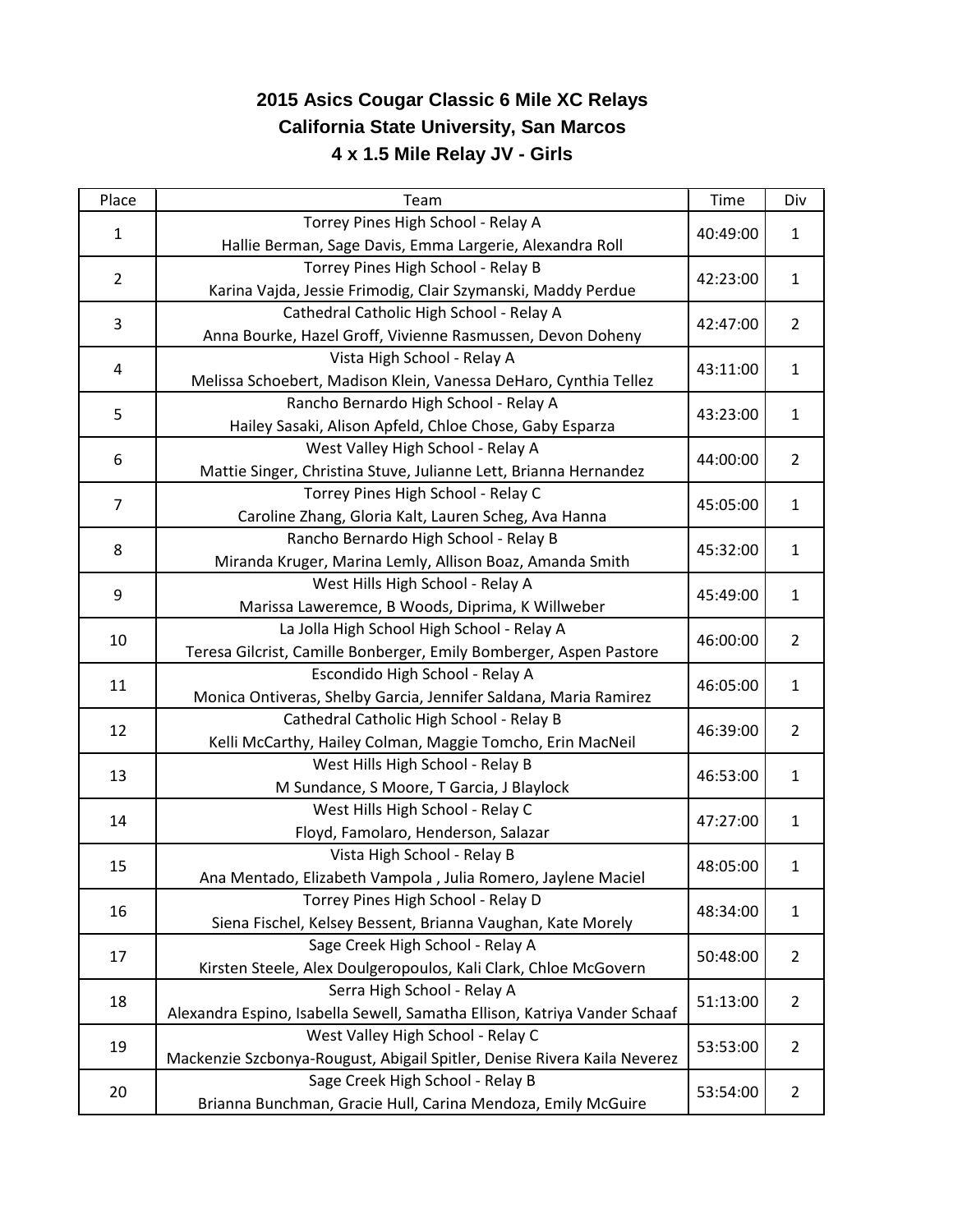# 2015 Asics Cougar Classic 6 Mile XC Relays
## California State University, San Marcos
### 4 x 1.5 Mile Relay JV - Girls

| Place | Team | Time | Div |
|---|---|---|---|
| 1 | Torrey Pines High School - Relay A<br>Hallie Berman, Sage Davis, Emma Largerie, Alexandra Roll | 40:49:00 | 1 |
| 2 | Torrey Pines High School - Relay B<br>Karina Vajda, Jessie Frimodig, Clair Szymanski, Maddy Perdue | 42:23:00 | 1 |
| 3 | Cathedral Catholic High School - Relay A<br>Anna Bourke, Hazel Groff, Vivienne Rasmussen, Devon Doheny | 42:47:00 | 2 |
| 4 | Vista High School - Relay A<br>Melissa Schoebert, Madison Klein, Vanessa DeHaro, Cynthia Tellez | 43:11:00 | 1 |
| 5 | Rancho Bernardo High School - Relay A<br>Hailey Sasaki, Alison Apfeld, Chloe Chose, Gaby Esparza | 43:23:00 | 1 |
| 6 | West Valley High School - Relay A<br>Mattie Singer, Christina Stuve, Julianne Lett, Brianna Hernandez | 44:00:00 | 2 |
| 7 | Torrey Pines High School - Relay C<br>Caroline Zhang, Gloria Kalt, Lauren Scheg, Ava Hanna | 45:05:00 | 1 |
| 8 | Rancho Bernardo High School - Relay B<br>Miranda Kruger, Marina Lemly, Allison Boaz, Amanda Smith | 45:32:00 | 1 |
| 9 | West Hills High School - Relay A<br>Marissa Laweremce, B Woods, Diprima, K Willweber | 45:49:00 | 1 |
| 10 | La Jolla High School High School - Relay A<br>Teresa Gilcrist, Camille Bonberger, Emily Bomberger, Aspen Pastore | 46:00:00 | 2 |
| 11 | Escondido High School - Relay A<br>Monica Ontiveras, Shelby Garcia, Jennifer Saldana, Maria Ramirez | 46:05:00 | 1 |
| 12 | Cathedral Catholic High School - Relay B<br>Kelli McCarthy, Hailey Colman, Maggie Tomcho, Erin MacNeil | 46:39:00 | 2 |
| 13 | West Hills High School - Relay B<br>M Sundance, S Moore, T Garcia, J Blaylock | 46:53:00 | 1 |
| 14 | West Hills High School - Relay C<br>Floyd, Famolaro, Henderson, Salazar | 47:27:00 | 1 |
| 15 | Vista High School - Relay B<br>Ana Mentado, Elizabeth Vampola , Julia Romero, Jaylene Maciel | 48:05:00 | 1 |
| 16 | Torrey Pines High School - Relay D<br>Siena Fischel, Kelsey Bessent, Brianna Vaughan, Kate Morely | 48:34:00 | 1 |
| 17 | Sage Creek High School - Relay A<br>Kirsten Steele, Alex Doulgeropoulos, Kali Clark, Chloe McGovern | 50:48:00 | 2 |
| 18 | Serra High School - Relay A<br>Alexandra Espino, Isabella Sewell, Samatha Ellison, Katriya Vander Schaaf | 51:13:00 | 2 |
| 19 | West Valley High School - Relay C<br>Mackenzie Szcbonya-Rougust, Abigail Spitler, Denise Rivera Kaila Neverez | 53:53:00 | 2 |
| 20 | Sage Creek High School - Relay B<br>Brianna Bunchman, Gracie Hull, Carina Mendoza, Emily McGuire | 53:54:00 | 2 |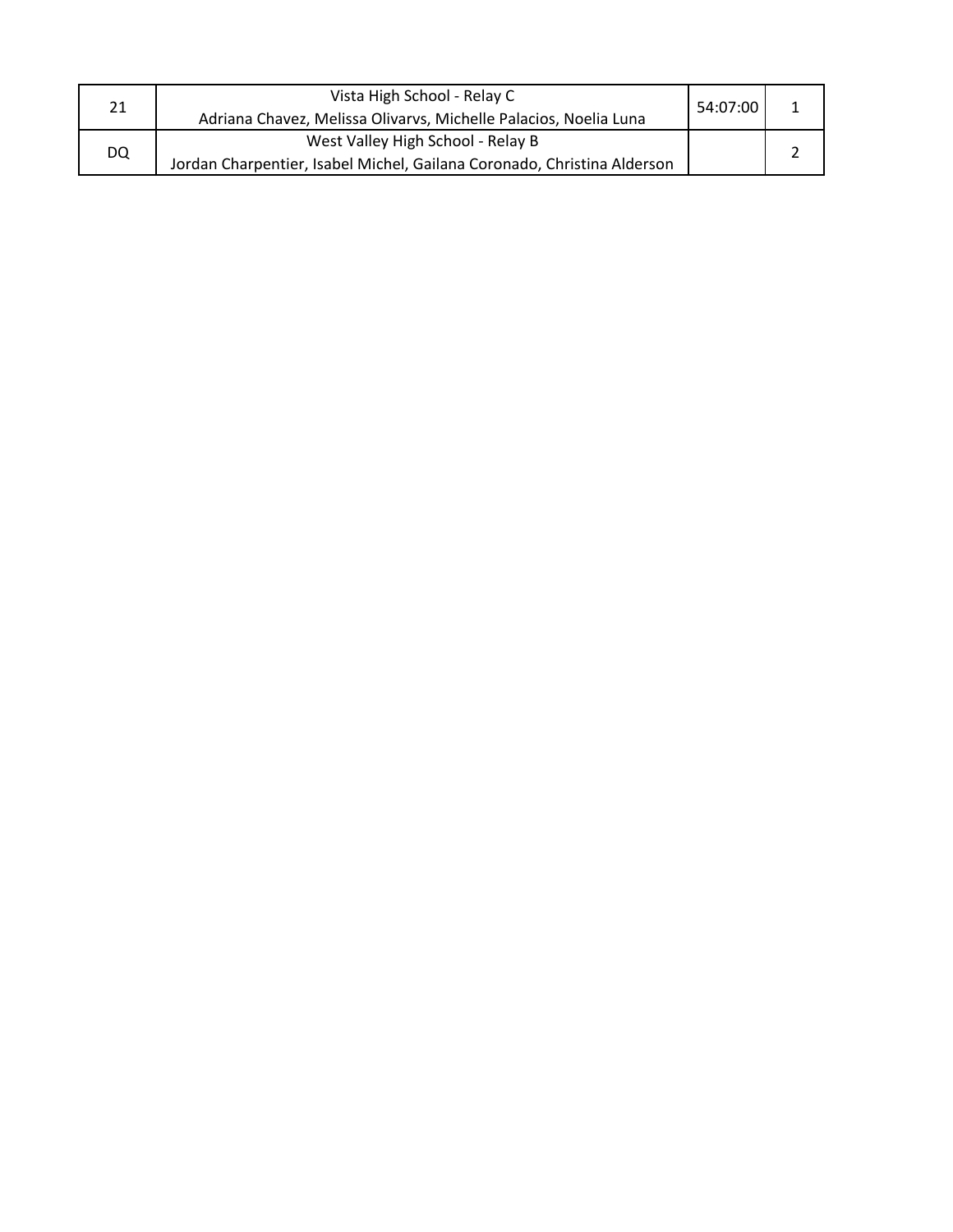| | | | |
|---|---|---|---|
| 21 | Vista High School - Relay C<br>Adriana Chavez, Melissa Olivarvs, Michelle Palacios, Noelia Luna | 54:07:00 | 1 |
| DQ | West Valley High School - Relay B<br>Jordan Charpentier, Isabel Michel, Gailana Coronado, Christina Alderson | | 2 |